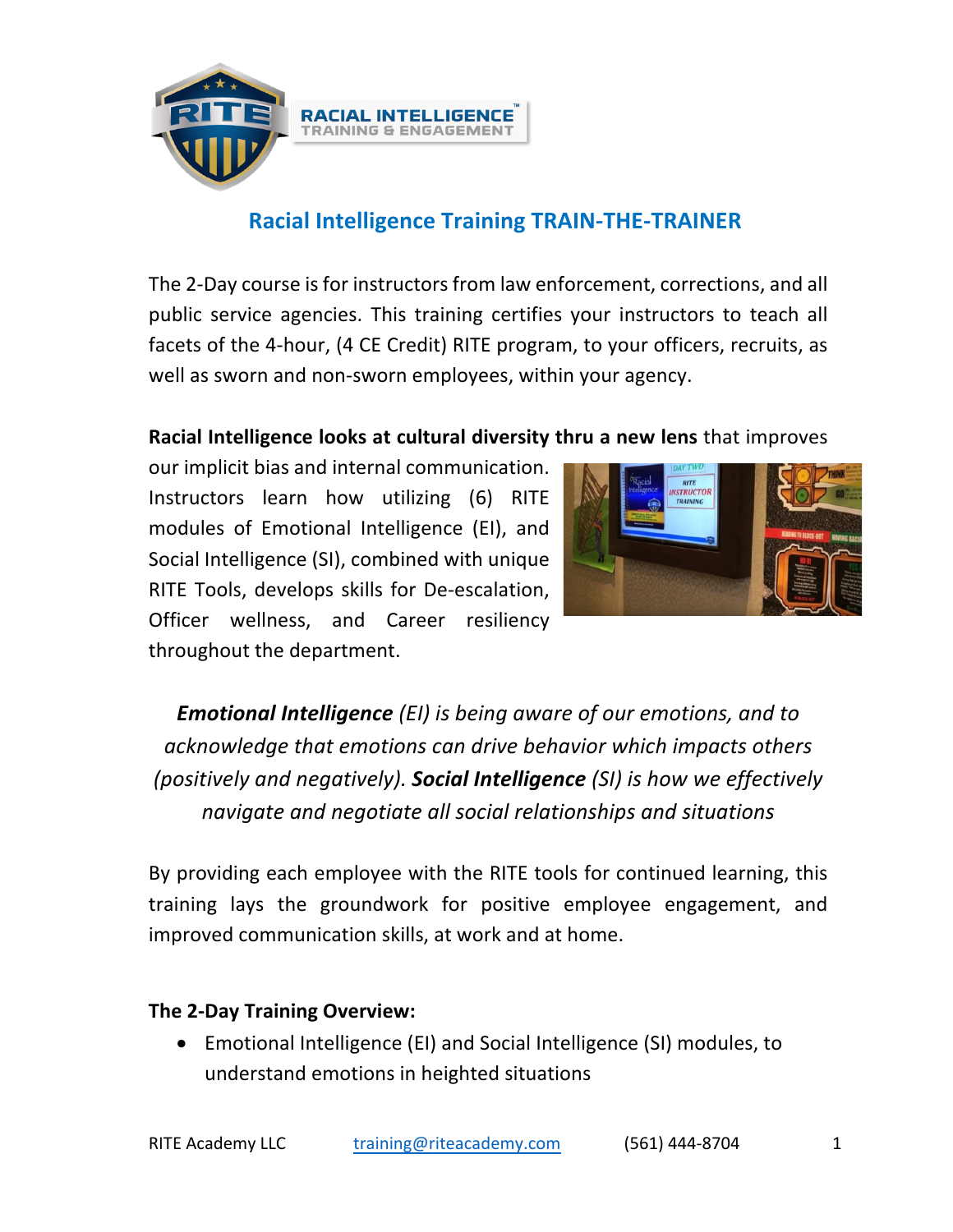RACIAL INTELLIGENCE™
TRAINING & ENGAGEMENT

# Racial Intelligence Training TRAIN-THE-TRAINER

The 2-Day course is for instructors from law enforcement, corrections, and all public service agencies. This training certifies your instructors to teach all facets of the 4-hour, (4 CE Credit) RITE program, to your officers, recruits, as well as sworn and non-sworn employees, within your agency.

**Racial Intelligence looks at cultural diversity thru a new lens** that improves our implicit bias and internal communication. Instructors learn how utilizing (6) RITE modules of Emotional Intelligence (EI), and Social Intelligence (SI), combined with unique RITE Tools, develops skills for De-escalation, Officer wellness, and Career resiliency throughout the department.

*__Emotional Intelligence__ (EI) is being aware of our emotions, and to acknowledge that emotions can drive behavior which impacts others (positively and negatively). __Social Intelligence__ (SI) is how we effectively navigate and negotiate all social relationships and situations*

By providing each employee with the RITE tools for continued learning, this training lays the groundwork for positive employee engagement, and improved communication skills, at work and at home.

**The 2-Day Training Overview:**

- Emotional Intelligence (EI) and Social Intelligence (SI) modules, to understand emotions in heighted situations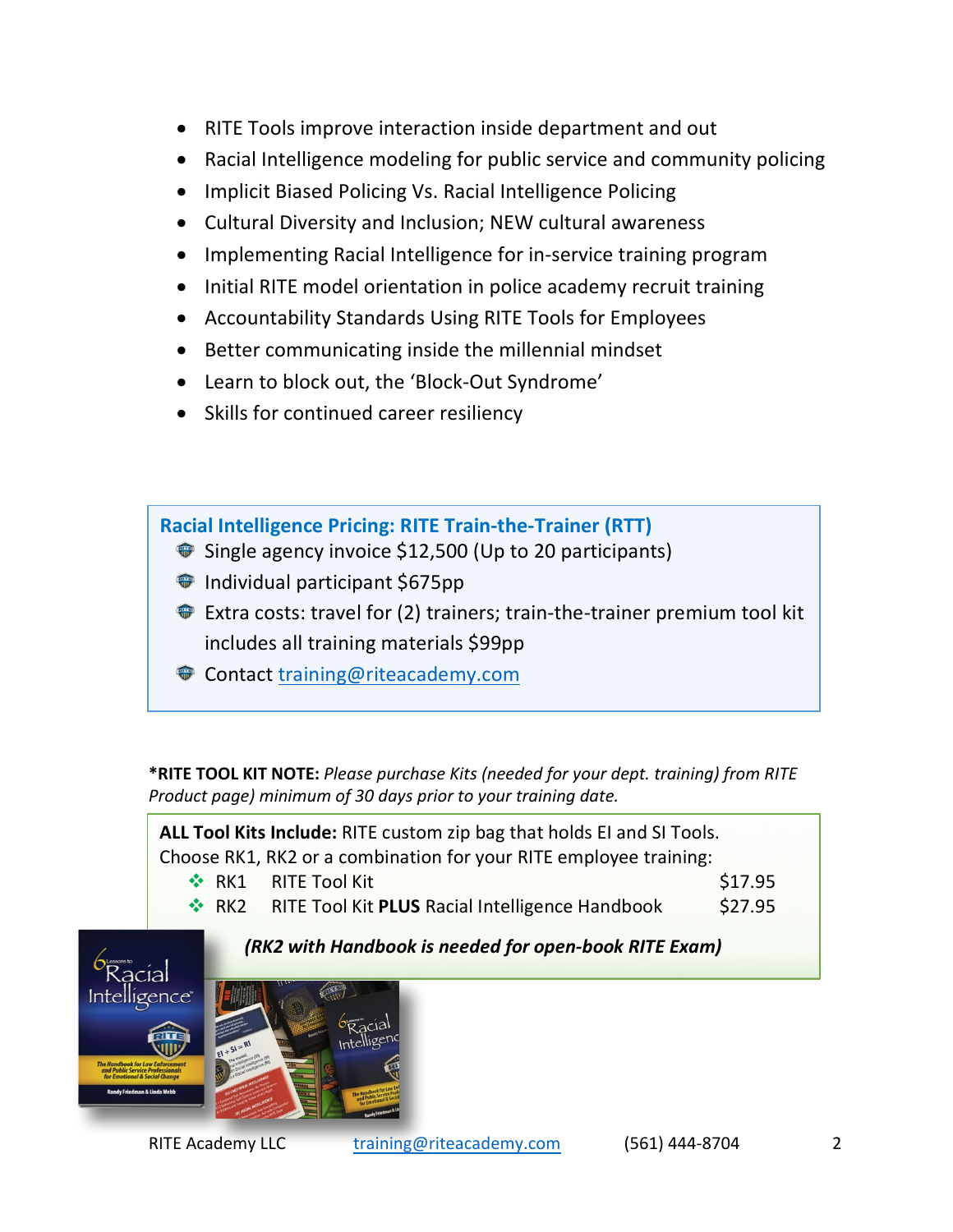- RITE Tools improve interaction inside department and out
- Racial Intelligence modeling for public service and community policing
- Implicit Biased Policing Vs. Racial Intelligence Policing
- Cultural Diversity and Inclusion; NEW cultural awareness
- Implementing Racial Intelligence for in-service training program
- Initial RITE model orientation in police academy recruit training
- Accountability Standards Using RITE Tools for Employees
- Better communicating inside the millennial mindset
- Learn to block out, the 'Block-Out Syndrome'
- Skills for continued career resiliency

### Racial Intelligence Pricing: RITE Train-the-Trainer (RTT)

- Single agency invoice $12,500 (Up to 20 participants)
- Individual participant $675pp
- Extra costs: travel for (2) trainers; train-the-trainer premium tool kit includes all training materials $99pp
- Contact training@riteacademy.com

***RITE TOOL KIT NOTE:** *Please purchase Kits (needed for your dept. training) from RITE Product page) minimum of 30 days prior to your training date.*

**ALL Tool Kits Include:** RITE custom zip bag that holds EI and SI Tools.
Choose RK1, RK2 or a combination for your RITE employee training:

| | | |
|---|---|---|
| RK1 | RITE Tool Kit | $17.95 |
| RK2 | RITE Tool Kit **PLUS** Racial Intelligence Handbook | $27.95 |

***(RK2 with Handbook is needed for open-book RITE Exam)***

RITE Academy LLC    training@riteacademy.com    (561) 444-8704